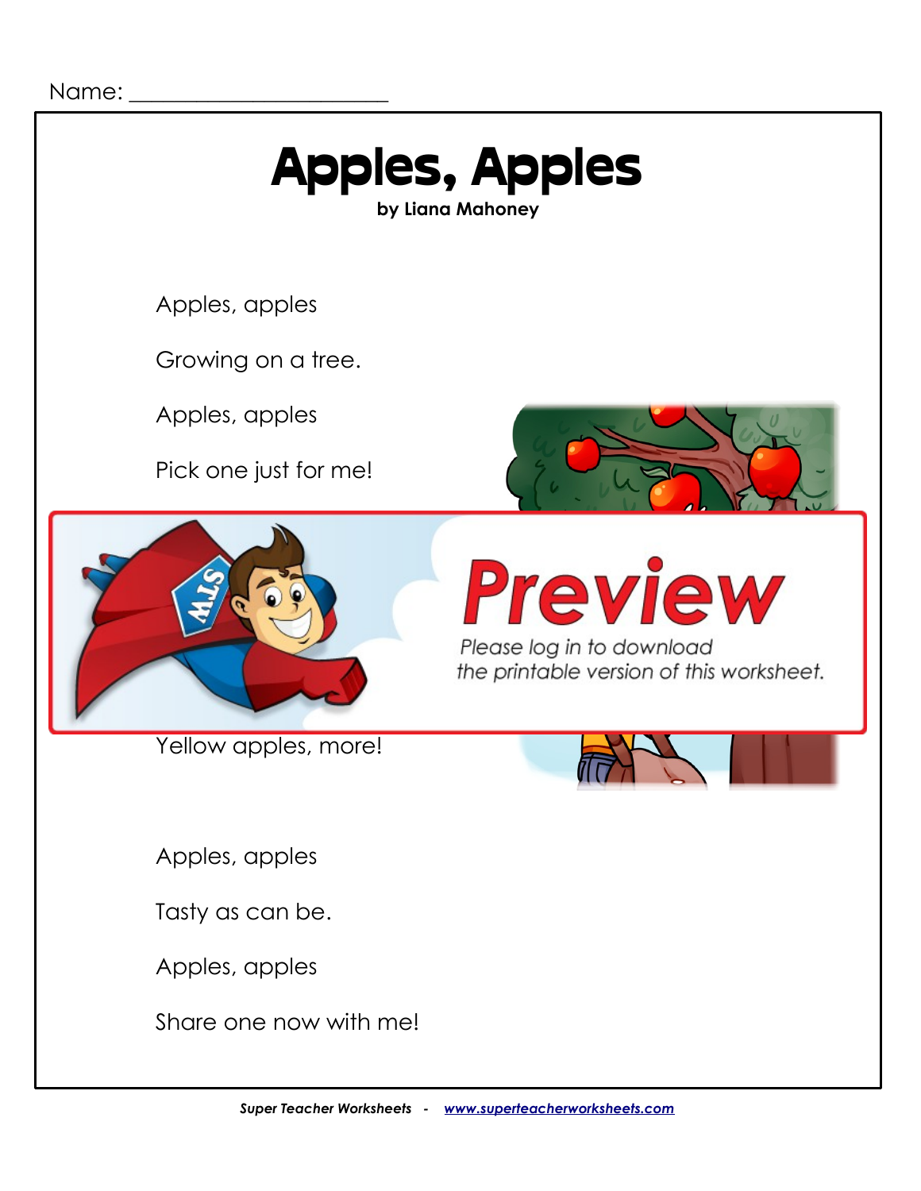Name: ______________________

# Apples, Apples

**by Liana Mahoney**

Apples, apples

Growing on a tree.

Apples, apples

Pick one just for me!

Preview

Please log in to download the printable version of this worksheet.

Yellow apples, more!

Apples, apples

Tasty as can be.

Apples, apples

Share one now with me!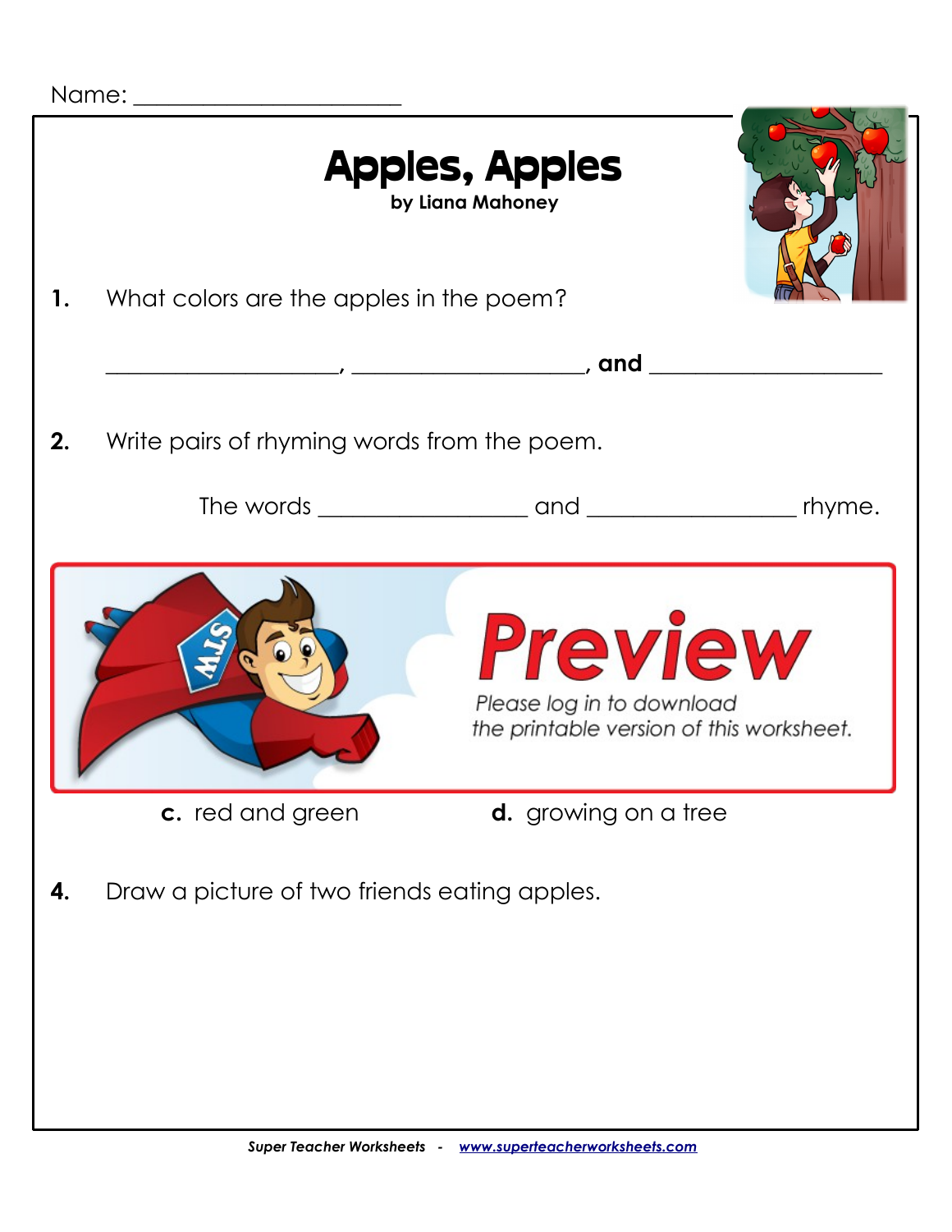Name: ______________________

# Apples, Apples

**by Liana Mahoney**

**1.** What colors are the apples in the poem?

___________________, ___________________, **and** ___________________

**2.** Write pairs of rhyming words from the poem.

The words _________________ and _________________ rhyme.

**Preview**

*Please log in to download the printable version of this worksheet.*

**c.** red and green **d.** growing on a tree

**4.** Draw a picture of two friends eating apples.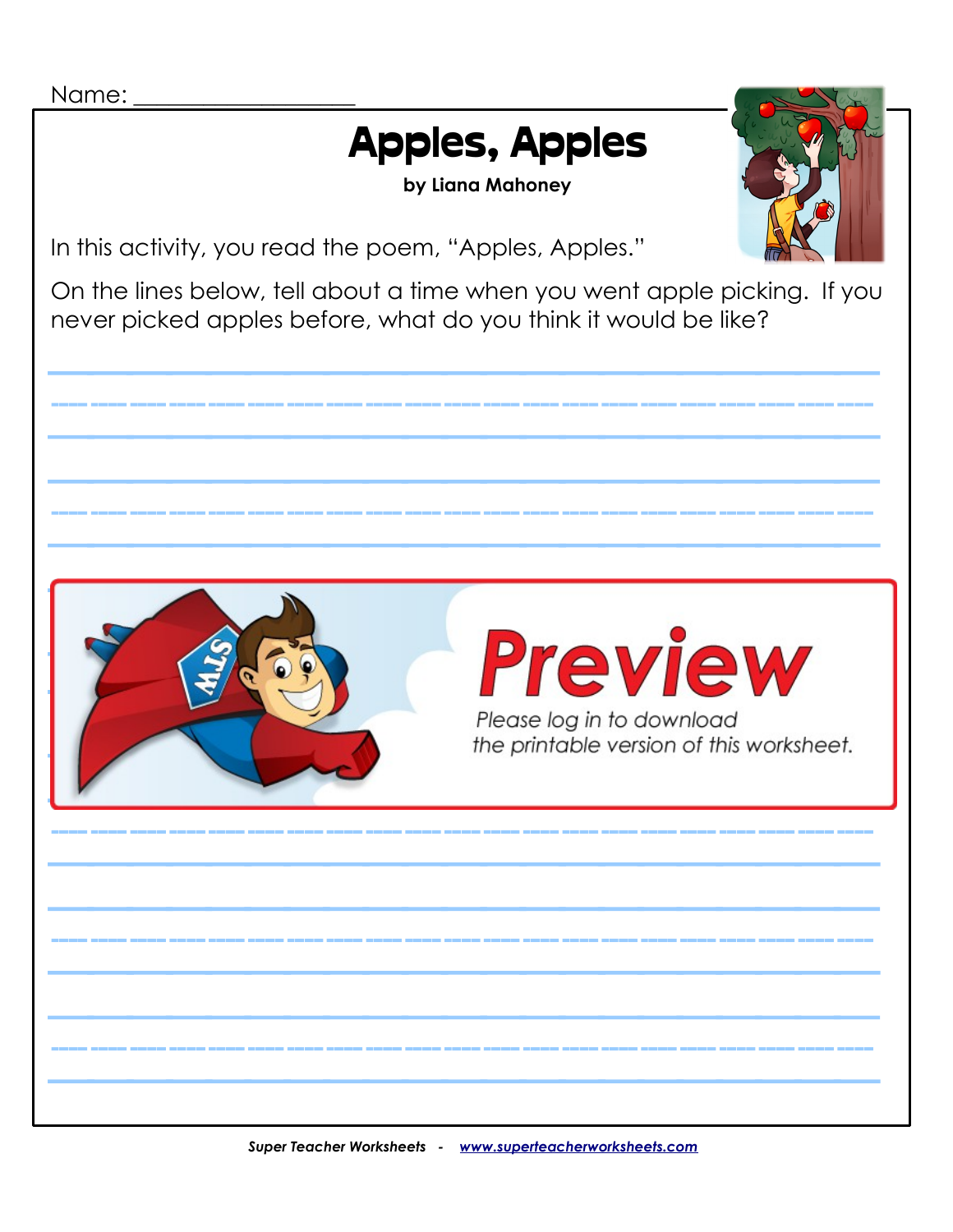Name: ___________________

# Apples, Apples

**by Liana Mahoney**

In this activity, you read the poem, "Apples, Apples."

On the lines below, tell about a time when you went apple picking. If you never picked apples before, what do you think it would be like?

# Preview

*Please log in to download the printable version of this worksheet.*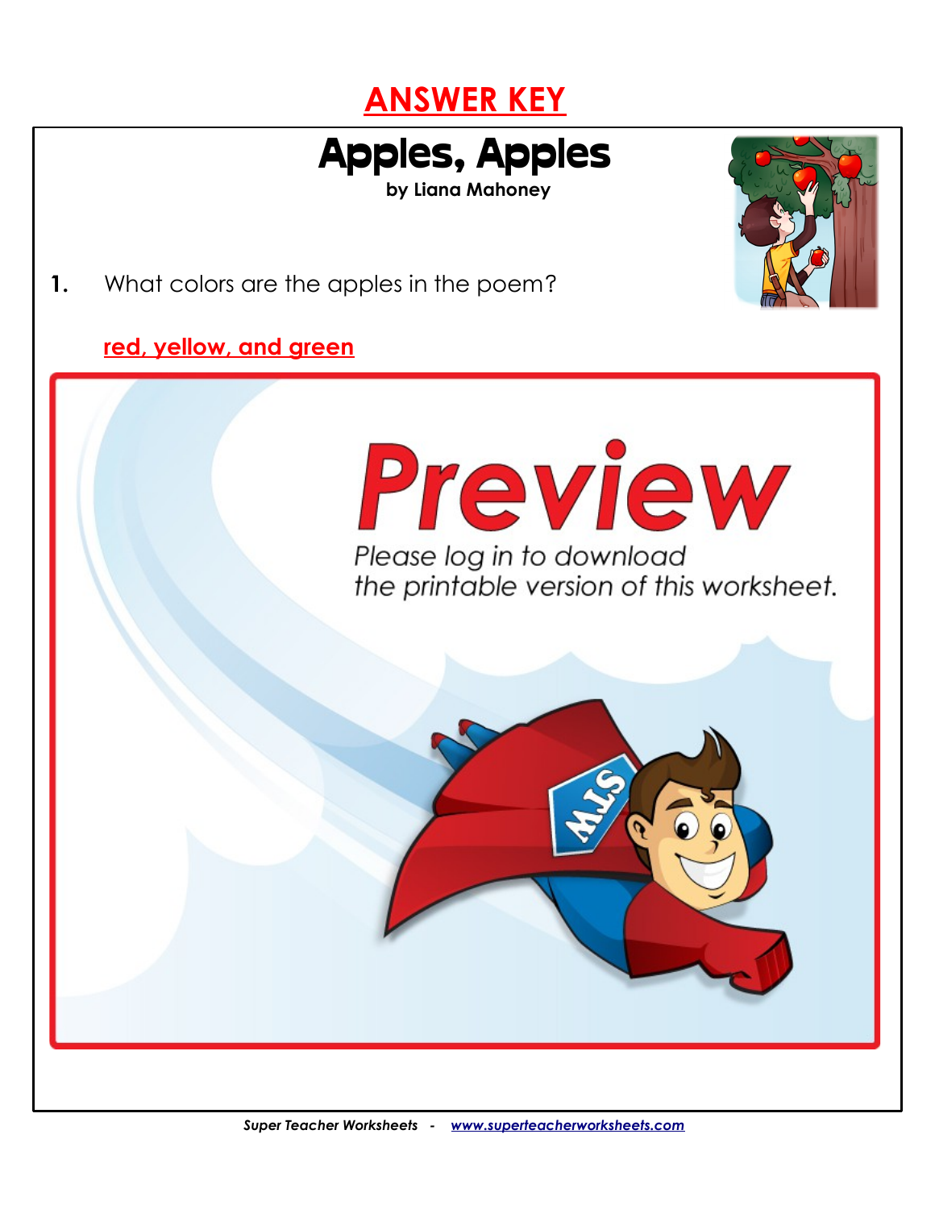# ANSWER KEY

## Apples, Apples

**by Liana Mahoney**

**1.** What colors are the apples in the poem?

red, yellow, and green

Preview

Please log in to download the printable version of this worksheet.